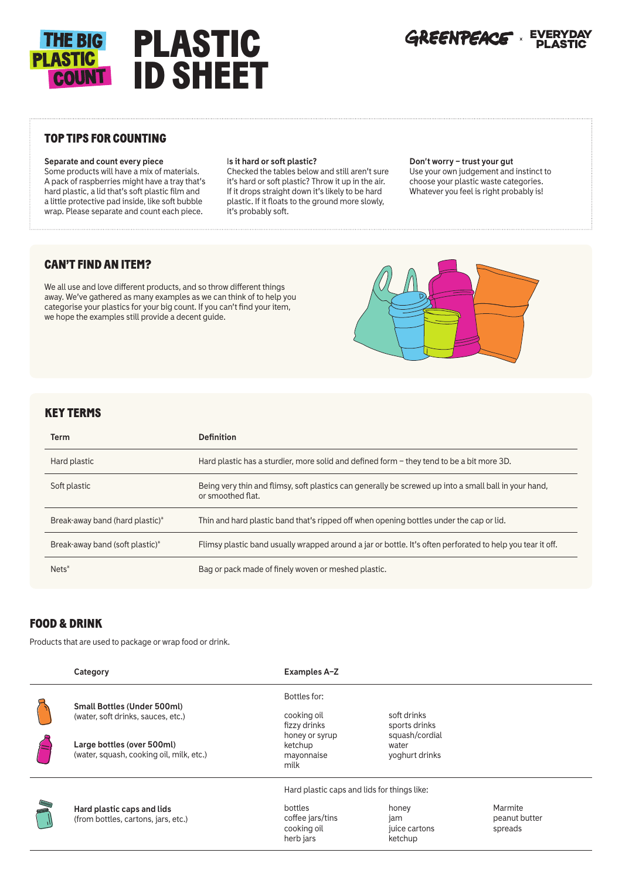# THE BIG PLASTIC COUNT

# PLASTIC ID SHEET

GREENPEACE x EVERYDAY PLASTIC

## TOP TIPS FOR COUNTING

**Separate and count every piece**
Some products will have a mix of materials. A pack of raspberries might have a tray that's hard plastic, a lid that's soft plastic film and a little protective pad inside, like soft bubble wrap. Please separate and count each piece.

**Is it hard or soft plastic?**
Checked the tables below and still aren't sure it's hard or soft plastic? Throw it up in the air. If it drops straight down it's likely to be hard plastic. If it floats to the ground more slowly, it's probably soft.

**Don't worry – trust your gut**
Use your own judgement and instinct to choose your plastic waste categories. Whatever you feel is right probably is!

## CAN'T FIND AN ITEM?

We all use and love different products, and so throw different things away. We've gathered as many examples as we can think of to help you categorise your plastics for your big count. If you can't find your item, we hope the examples still provide a decent guide.

## KEY TERMS

| Term | Definition |
|---|---|
| Hard plastic | Hard plastic has a sturdier, more solid and defined form – they tend to be a bit more 3D. |
| Soft plastic | Being very thin and flimsy, soft plastics can generally be screwed up into a small ball in your hand, or smoothed flat. |
| Break-away band (hard plastic)* | Thin and hard plastic band that's ripped off when opening bottles under the cap or lid. |
| Break-away band (soft plastic)* | Flimsy plastic band usually wrapped around a jar or bottle. It's often perforated to help you tear it off. |
| Nets* | Bag or pack made of finely woven or meshed plastic. |

## FOOD & DRINK

Products that are used to package or wrap food or drink.

| Category | Examples A–Z |
|---|---|
| **Small Bottles (Under 500ml)** (water, soft drinks, sauces, etc.)<br><br>**Large bottles (over 500ml)** (water, squash, cooking oil, milk, etc.) | Bottles for:<br>cooking oil, fizzy drinks, honey or syrup, ketchup, mayonnaise, milk, soft drinks, sports drinks, squash/cordial, water, yoghurt drinks |
| **Hard plastic caps and lids** (from bottles, cartons, jars, etc.) | Hard plastic caps and lids for things like:<br>bottles, coffee jars/tins, cooking oil, herb jars, honey, jam, juice cartons, ketchup, Marmite, peanut butter, spreads |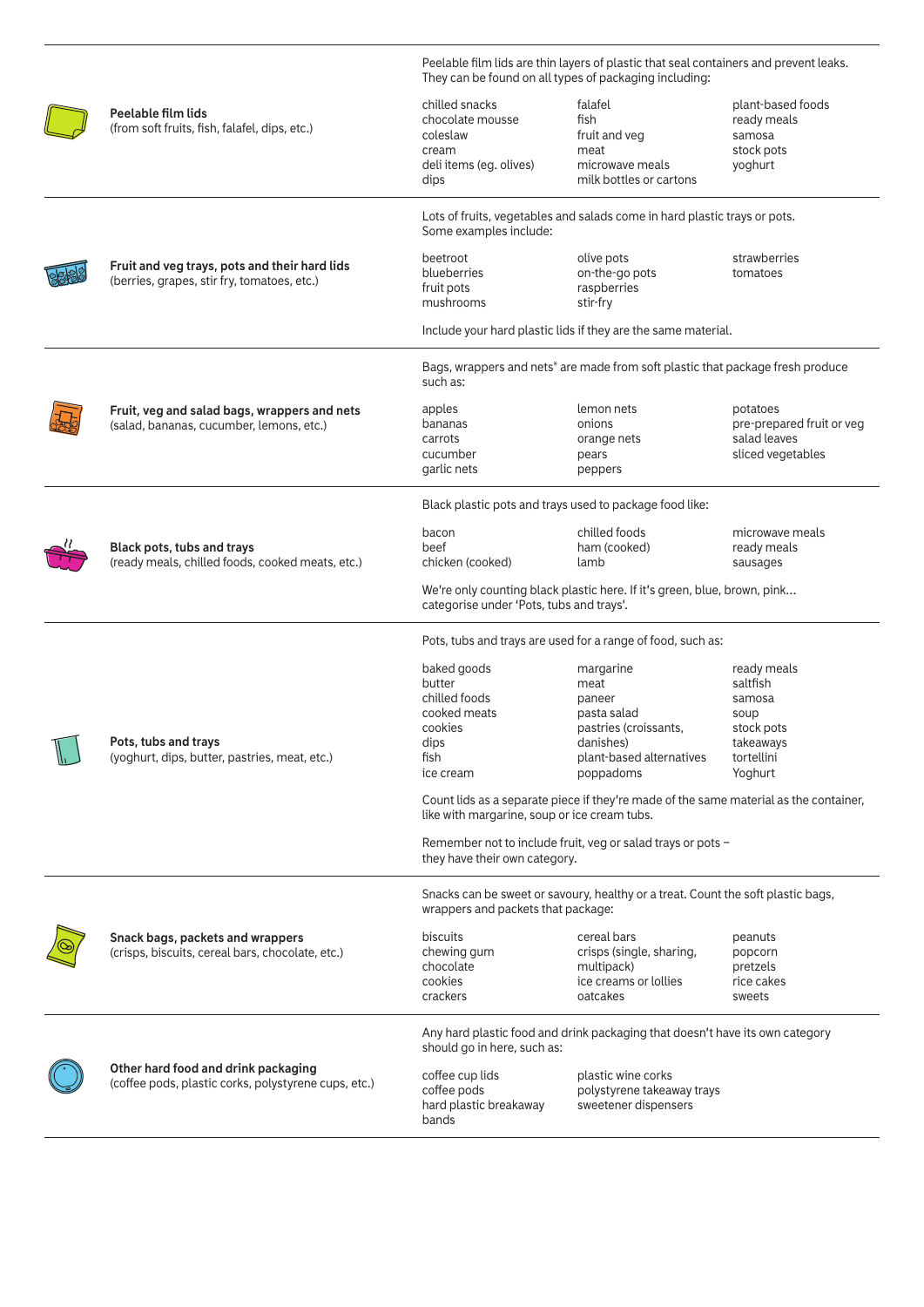**Peelable film lids**
(from soft fruits, fish, falafel, dips, etc.)

Peelable film lids are thin layers of plastic that seal containers and prevent leaks. They can be found on all types of packaging including:

| | | |
|---|---|---|
| chilled snacks | falafel | plant-based foods |
| chocolate mousse | fish | ready meals |
| coleslaw | fruit and veg | samosa |
| cream | meat | stock pots |
| deli items (eg. olives) | microwave meals | yoghurt |
| dips | milk bottles or cartons | |

**Fruit and veg trays, pots and their hard lids**
(berries, grapes, stir fry, tomatoes, etc.)

Lots of fruits, vegetables and salads come in hard plastic trays or pots. Some examples include:

| | | |
|---|---|---|
| beetroot | olive pots | strawberries |
| blueberries | on-the-go pots | tomatoes |
| fruit pots | raspberries | |
| mushrooms | stir-fry | |

Include your hard plastic lids if they are the same material.

**Fruit, veg and salad bags, wrappers and nets**
(salad, bananas, cucumber, lemons, etc.)

Bags, wrappers and nets* are made from soft plastic that package fresh produce such as:

| | | |
|---|---|---|
| apples | lemon nets | potatoes |
| bananas | onions | pre-prepared fruit or veg |
| carrots | orange nets | salad leaves |
| cucumber | pears | sliced vegetables |
| garlic nets | peppers | |

**Black pots, tubs and trays**
(ready meals, chilled foods, cooked meats, etc.)

Black plastic pots and trays used to package food like:

| | | |
|---|---|---|
| bacon | chilled foods | microwave meals |
| beef | ham (cooked) | ready meals |
| chicken (cooked) | lamb | sausages |

We're only counting black plastic here. If it's green, blue, brown, pink… categorise under 'Pots, tubs and trays'.

**Pots, tubs and trays**
(yoghurt, dips, butter, pastries, meat, etc.)

Pots, tubs and trays are used for a range of food, such as:

| | | |
|---|---|---|
| baked goods | margarine | ready meals |
| butter | meat | saltfish |
| chilled foods | paneer | samosa |
| cooked meats | pasta salad | soup |
| cookies | pastries (croissants, danishes) | stock pots |
| dips | plant-based alternatives | takeaways |
| fish | poppadoms | tortellini |
| ice cream | | Yoghurt |

Count lids as a separate piece if they're made of the same material as the container, like with margarine, soup or ice cream tubs.

Remember not to include fruit, veg or salad trays or pots – they have their own category.

**Snack bags, packets and wrappers**
(crisps, biscuits, cereal bars, chocolate, etc.)

Snacks can be sweet or savoury, healthy or a treat. Count the soft plastic bags, wrappers and packets that package:

| | | |
|---|---|---|
| biscuits | cereal bars | peanuts |
| chewing gum | crisps (single, sharing, multipack) | popcorn |
| chocolate | ice creams or lollies | pretzels |
| cookies | oatcakes | rice cakes |
| crackers | | sweets |

**Other hard food and drink packaging**
(coffee pods, plastic corks, polystyrene cups, etc.)

Any hard plastic food and drink packaging that doesn't have its own category should go in here, such as:

| | |
|---|---|
| coffee cup lids | plastic wine corks |
| coffee pods | polystyrene takeaway trays |
| hard plastic breakaway bands | sweetener dispensers |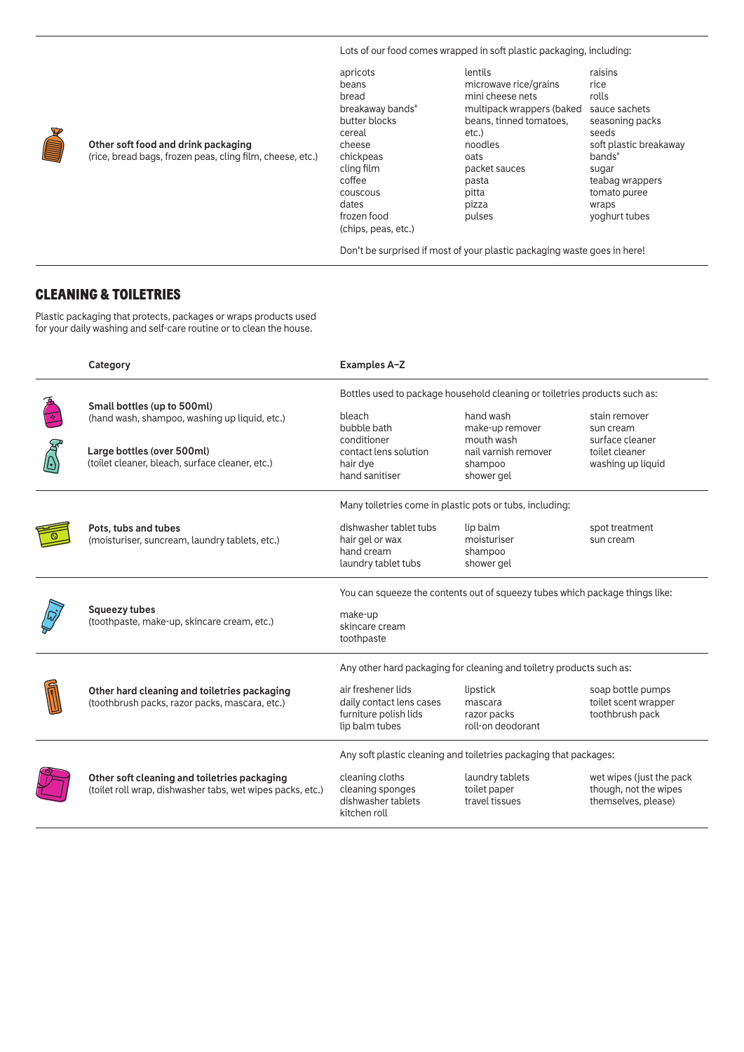| | |
|---|---|
| **Other soft food and drink packaging** (rice, bread bags, frozen peas, cling film, cheese, etc.) | Lots of our food comes wrapped in soft plastic packaging, including: apricots, beans, bread, breakaway bands*, butter blocks, cereal, cheese, chickpeas, cling film, coffee, couscous, dates, frozen food (chips, peas, etc.), lentils, microwave rice/grains, mini cheese nets, multipack wrappers (baked beans, tinned tomatoes, etc.), noodles, oats, packet sauces, pasta, pitta, pizza, pulses, raisins, rice, rolls, sauce sachets, seasoning packs, seeds, soft plastic breakaway bands*, sugar, teabag wrappers, tomato puree, wraps, yoghurt tubes. Don't be surprised if most of your plastic packaging waste goes in here! |

## CLEANING & TOILETRIES

Plastic packaging that protects, packages or wraps products used for your daily washing and self-care routine or to clean the house.

| Category | Examples A–Z |
|---|---|
| **Small bottles (up to 500ml)** (hand wash, shampoo, washing up liquid, etc.)<br>**Large bottles (over 500ml)** (toilet cleaner, bleach, surface cleaner, etc.) | Bottles used to package household cleaning or toiletries products such as: bleach, bubble bath, conditioner, contact lens solution, hair dye, hand sanitiser, hand wash, make-up remover, mouth wash, nail varnish remover, shampoo, shower gel, stain remover, sun cream, surface cleaner, toilet cleaner, washing up liquid |
| **Pots, tubs and tubes** (moisturiser, suncream, laundry tablets, etc.) | Many toiletries come in plastic pots or tubs, including: dishwasher tablet tubs, hair gel or wax, hand cream, laundry tablet tubs, lip balm, moisturiser, shampoo, shower gel, spot treatment, sun cream |
| **Squeezy tubes** (toothpaste, make-up, skincare cream, etc.) | You can squeeze the contents out of squeezy tubes which package things like: make-up, skincare cream, toothpaste |
| **Other hard cleaning and toiletries packaging** (toothbrush packs, razor packs, mascara, etc.) | Any other hard packaging for cleaning and toiletry products such as: air freshener lids, daily contact lens cases, furniture polish lids, lip balm tubes, lipstick, mascara, razor packs, roll-on deodorant, soap bottle pumps, toilet scent wrapper, toothbrush pack |
| **Other soft cleaning and toiletries packaging** (toilet roll wrap, dishwasher tabs, wet wipes packs, etc.) | Any soft plastic cleaning and toiletries packaging that packages: cleaning cloths, cleaning sponges, dishwasher tablets, kitchen roll, laundry tablets, toilet paper, travel tissues, wet wipes (just the pack though, not the wipes themselves, please) |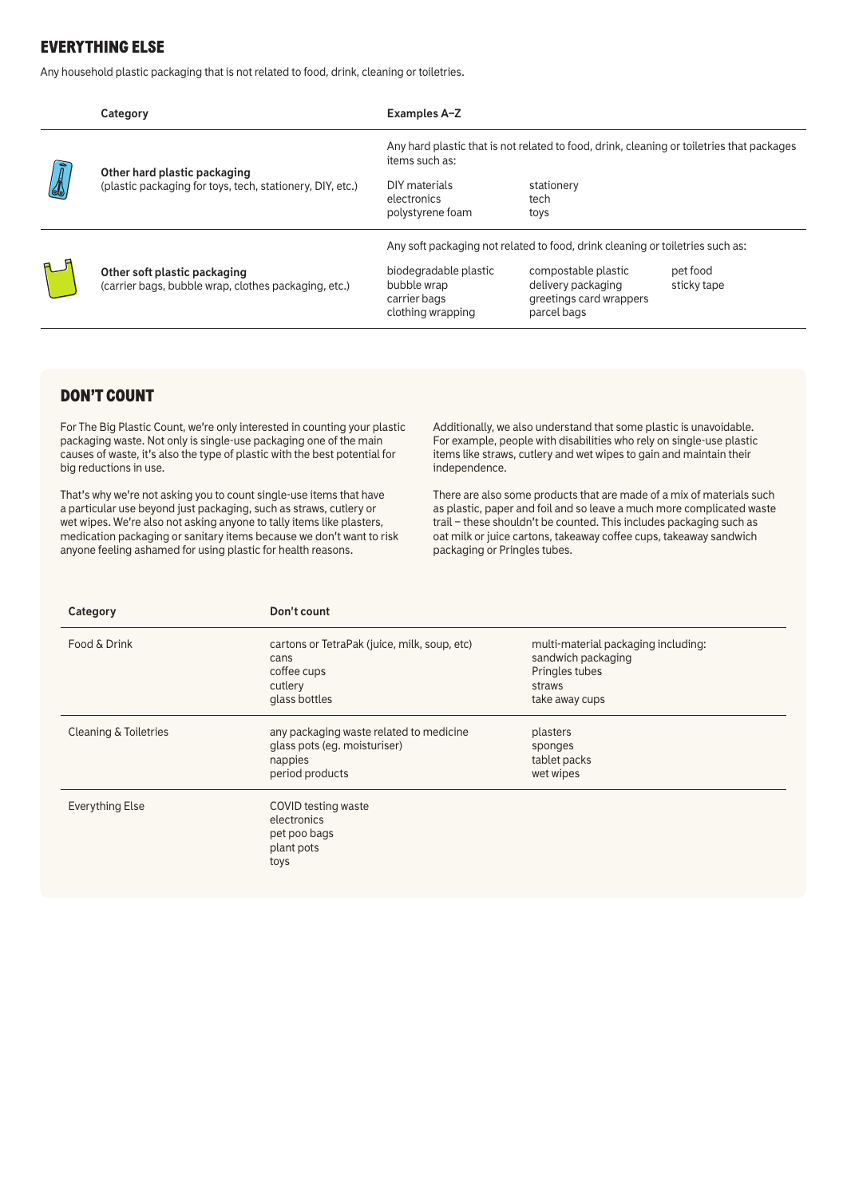## EVERYTHING ELSE

Any household plastic packaging that is not related to food, drink, cleaning or toiletries.

| Category | Examples A–Z | | |
|---|---|---|---|
| **Other hard plastic packaging** (plastic packaging for toys, tech, stationery, DIY, etc.) | Any hard plastic that is not related to food, drink, cleaning or toiletries that packages items such as: | | |
| | DIY materials<br>electronics<br>polystyrene foam | stationery<br>tech<br>toys | |
| **Other soft plastic packaging** (carrier bags, bubble wrap, clothes packaging, etc.) | Any soft packaging not related to food, drink cleaning or toiletries such as: | | |
| | biodegradable plastic<br>bubble wrap<br>carrier bags<br>clothing wrapping | compostable plastic<br>delivery packaging<br>greetings card wrappers<br>parcel bags | pet food<br>sticky tape |

## DON'T COUNT

For The Big Plastic Count, we're only interested in counting your plastic packaging waste. Not only is single-use packaging one of the main causes of waste, it's also the type of plastic with the best potential for big reductions in use.

That's why we're not asking you to count single-use items that have a particular use beyond just packaging, such as straws, cutlery or wet wipes. We're also not asking anyone to tally items like plasters, medication packaging or sanitary items because we don't want to risk anyone feeling ashamed for using plastic for health reasons.

Additionally, we also understand that some plastic is unavoidable. For example, people with disabilities who rely on single-use plastic items like straws, cutlery and wet wipes to gain and maintain their independence.

There are also some products that are made of a mix of materials such as plastic, paper and foil and so leave a much more complicated waste trail – these shouldn't be counted. This includes packaging such as oat milk or juice cartons, takeaway coffee cups, takeaway sandwich packaging or Pringles tubes.

| Category | Don't count | |
|---|---|---|
| Food & Drink | cartons or TetraPak (juice, milk, soup, etc)<br>cans<br>coffee cups<br>cutlery<br>glass bottles | multi-material packaging including:<br>sandwich packaging<br>Pringles tubes<br>straws<br>take away cups |
| Cleaning & Toiletries | any packaging waste related to medicine<br>glass pots (eg. moisturiser)<br>nappies<br>period products | plasters<br>sponges<br>tablet packs<br>wet wipes |
| Everything Else | COVID testing waste<br>electronics<br>pet poo bags<br>plant pots<br>toys | |